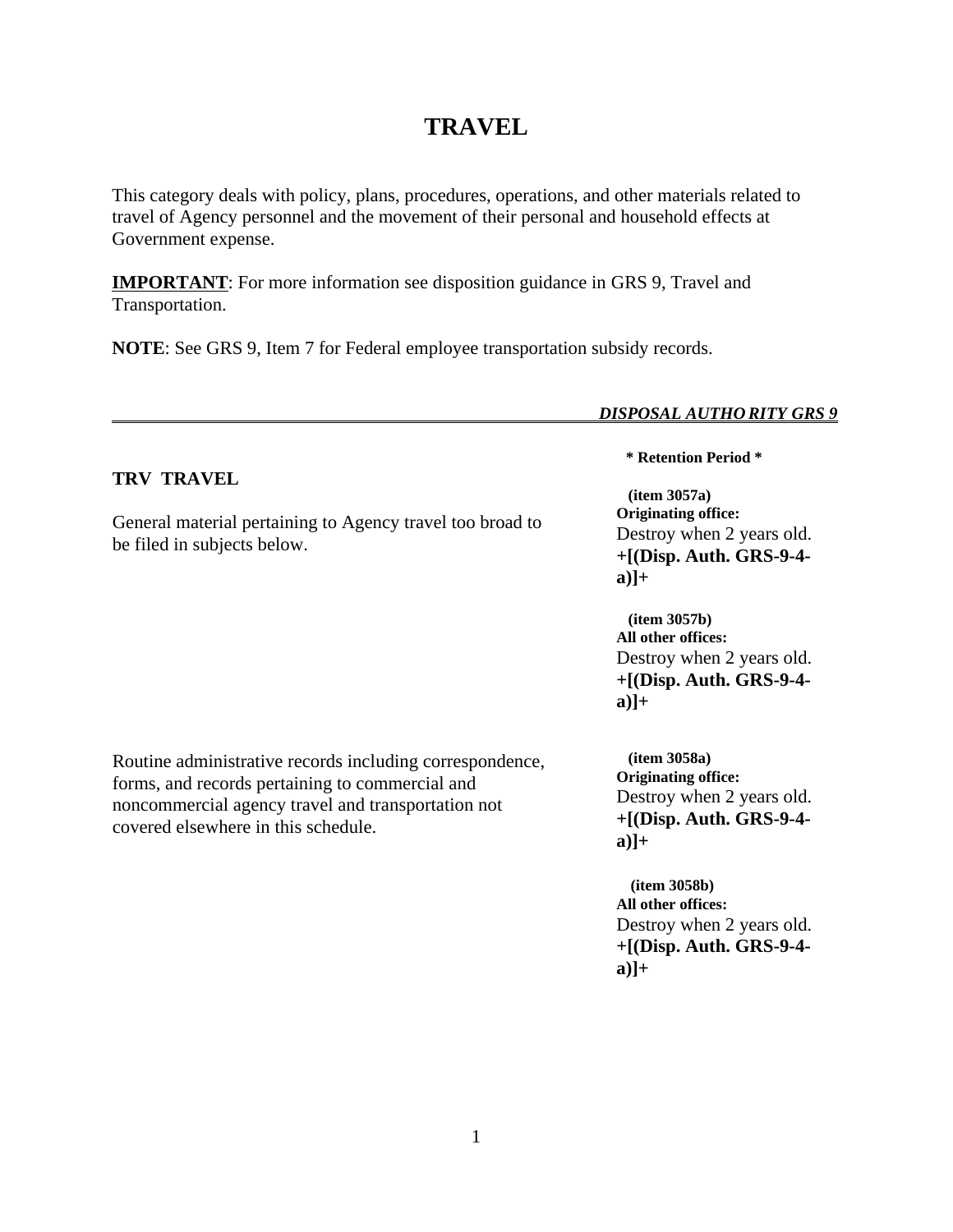# TRAVEL

This category deals with policy, plans, procedures, operations, and other materials related to travel of Agency personnel and the movement of their personal and household effects at Government expense.

**IMPORTANT**: For more information see disposition guidance in GRS 9, Travel and Transportation.

**NOTE**: See GRS 9, Item 7 for Federal employee transportation subsidy records.

| | ***DISPOSAL AUTHORITY GRS 9*** |
|---|---|
| | **\* Retention Period \*** |
| **TRV TRAVEL** | |
| General material pertaining to Agency travel too broad to be filed in subjects below. | **(item 3057a)** **Originating office:** Destroy when 2 years old. **+[(Disp. Auth. GRS-9-4-a)]+** |
| | **(item 3057b)** **All other offices:** Destroy when 2 years old. **+[(Disp. Auth. GRS-9-4-a)]+** |
| Routine administrative records including correspondence, forms, and records pertaining to commercial and noncommercial agency travel and transportation not covered elsewhere in this schedule. | **(item 3058a)** **Originating office:** Destroy when 2 years old. **+[(Disp. Auth. GRS-9-4-a)]+** |
| | **(item 3058b)** **All other offices:** Destroy when 2 years old. **+[(Disp. Auth. GRS-9-4-a)]+** |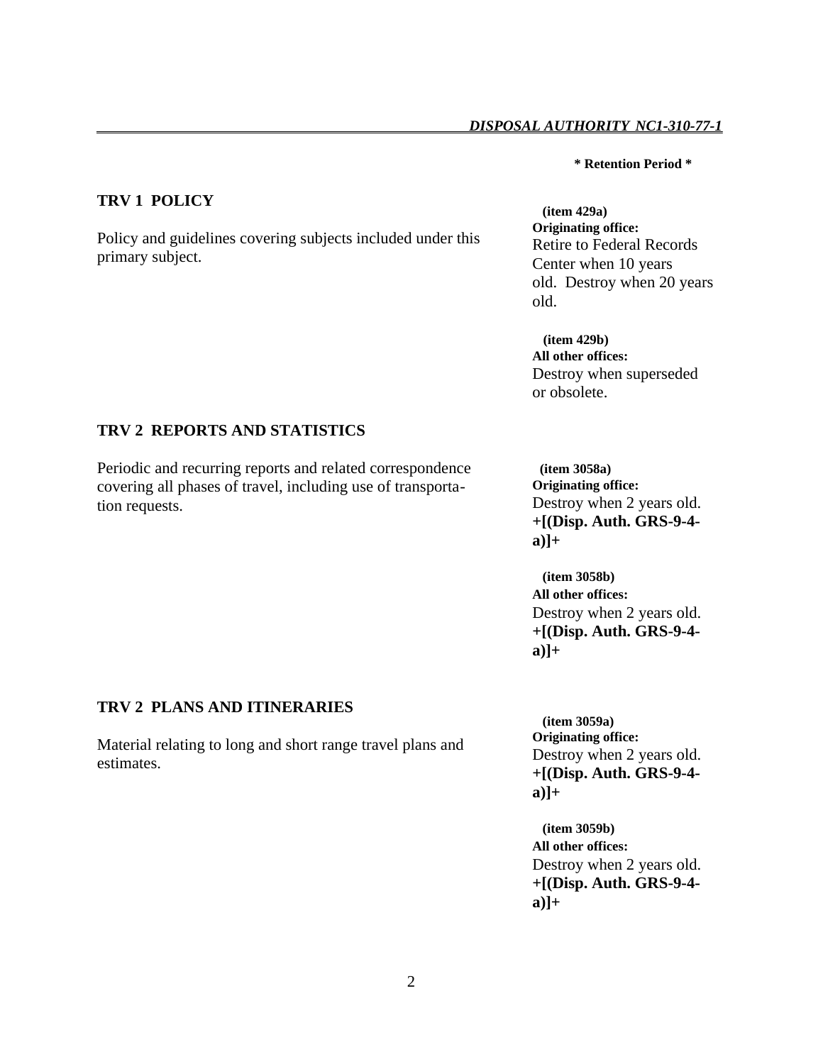*DISPOSAL AUTHORITY NC1-310-77-1*

**\* Retention Period \***

**TRV 1 POLICY**

Policy and guidelines covering subjects included under this primary subject.

**(item 429a)**
**Originating office:**
Retire to Federal Records Center when 10 years old. Destroy when 20 years old.

**(item 429b)**
**All other offices:**
Destroy when superseded or obsolete.

**TRV 2 REPORTS AND STATISTICS**

Periodic and recurring reports and related correspondence covering all phases of travel, including use of transportation requests.

**(item 3058a)**
**Originating office:**
Destroy when 2 years old. **+[(Disp. Auth. GRS-9-4-a)]+**

**(item 3058b)**
**All other offices:**
Destroy when 2 years old. **+[(Disp. Auth. GRS-9-4-a)]+**

**TRV 2 PLANS AND ITINERARIES**

Material relating to long and short range travel plans and estimates.

**(item 3059a)**
**Originating office:**
Destroy when 2 years old. **+[(Disp. Auth. GRS-9-4-a)]+**

**(item 3059b)**
**All other offices:**
Destroy when 2 years old. **+[(Disp. Auth. GRS-9-4-a)]+**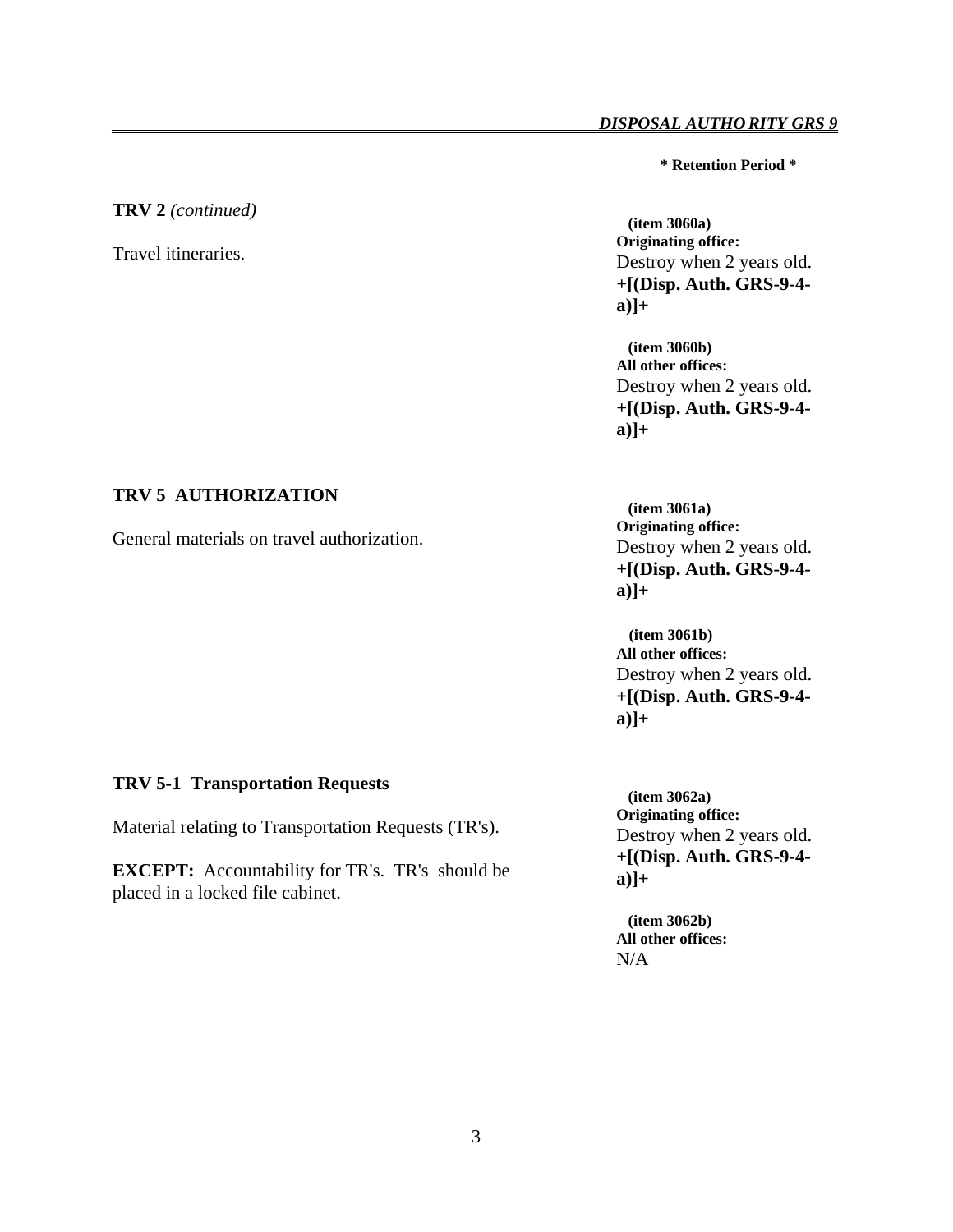**\* Retention Period \***

**TRV 2** *(continued)*

Travel itineraries.

**(item 3060a)**
**Originating office:**
Destroy when 2 years old.
**+[(Disp. Auth. GRS-9-4-a)]+**

**(item 3060b)**
**All other offices:**
Destroy when 2 years old.
**+[(Disp. Auth. GRS-9-4-a)]+**

**TRV 5 AUTHORIZATION**

General materials on travel authorization.

**(item 3061a)**
**Originating office:**
Destroy when 2 years old.
**+[(Disp. Auth. GRS-9-4-a)]+**

**(item 3061b)**
**All other offices:**
Destroy when 2 years old.
**+[(Disp. Auth. GRS-9-4-a)]+**

**TRV 5-1 Transportation Requests**

Material relating to Transportation Requests (TR's).

**EXCEPT:** Accountability for TR's. TR's should be placed in a locked file cabinet.

**(item 3062a)**
**Originating office:**
Destroy when 2 years old.
**+[(Disp. Auth. GRS-9-4-a)]+**

**(item 3062b)**
**All other offices:**
N/A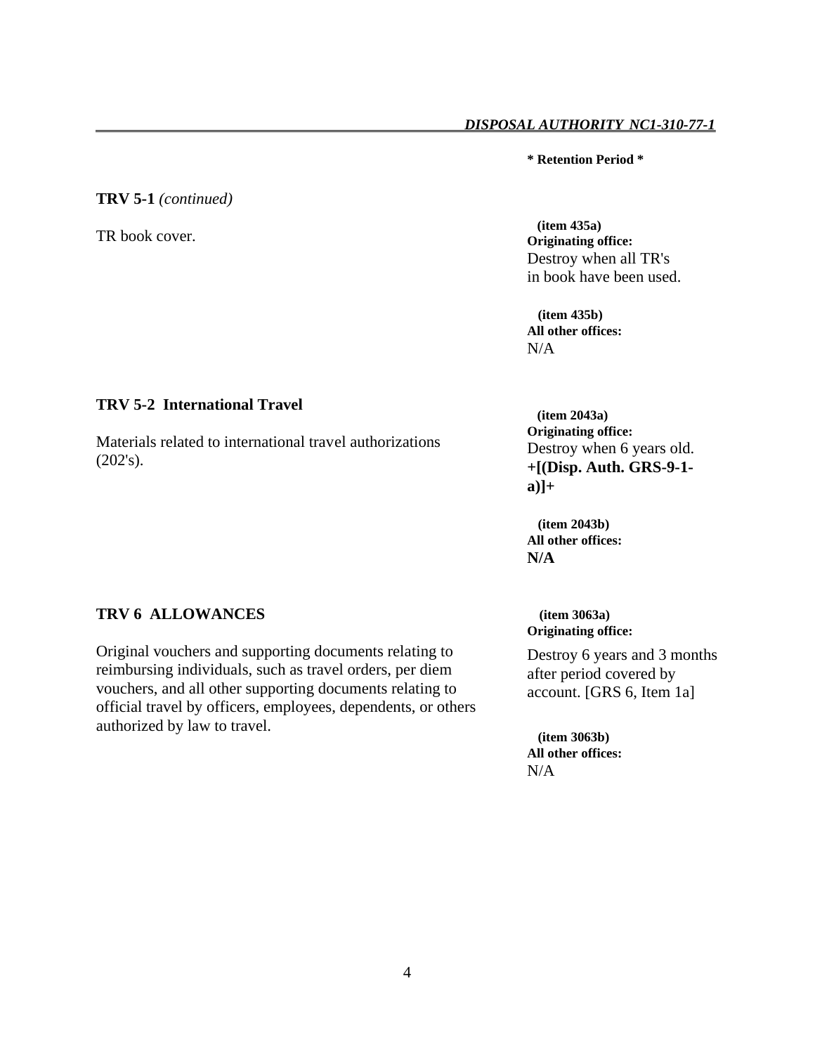*DISPOSAL AUTHORITY NC1-310-77-1*

**\* Retention Period \***

**TRV 5-1** *(continued)*

TR book cover.

**(item 435a)**
**Originating office:**
Destroy when all TR's in book have been used.

**(item 435b)**
**All other offices:**
N/A

**TRV 5-2 International Travel**

Materials related to international travel authorizations (202's).

**(item 2043a)**
**Originating office:**
Destroy when 6 years old. **+[(Disp. Auth. GRS-9-1-a)]+**

**(item 2043b)**
**All other offices:**
**N/A**

**TRV 6 ALLOWANCES**

Original vouchers and supporting documents relating to reimbursing individuals, such as travel orders, per diem vouchers, and all other supporting documents relating to official travel by officers, employees, dependents, or others authorized by law to travel.

**(item 3063a)**
**Originating office:**
Destroy 6 years and 3 months after period covered by account. [GRS 6, Item 1a]

**(item 3063b)**
**All other offices:**
N/A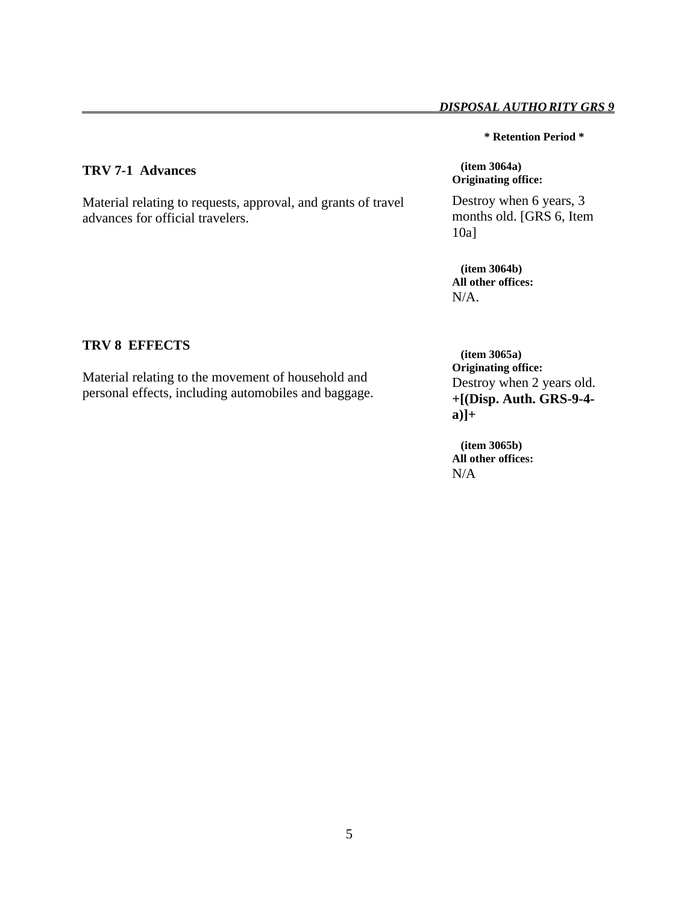*DISPOSAL AUTHORITY GRS 9*

**\* Retention Period \***

## TRV 7-1 Advances

Material relating to requests, approval, and grants of travel advances for official travelers.

**(item 3064a)**
**Originating office:**
Destroy when 6 years, 3 months old. [GRS 6, Item 10a]

**(item 3064b)**
**All other offices:**
N/A.

## TRV 8 EFFECTS

Material relating to the movement of household and personal effects, including automobiles and baggage.

**(item 3065a)**
**Originating office:**
Destroy when 2 years old. **+[(Disp. Auth. GRS-9-4-a)]+**

**(item 3065b)**
**All other offices:**
N/A